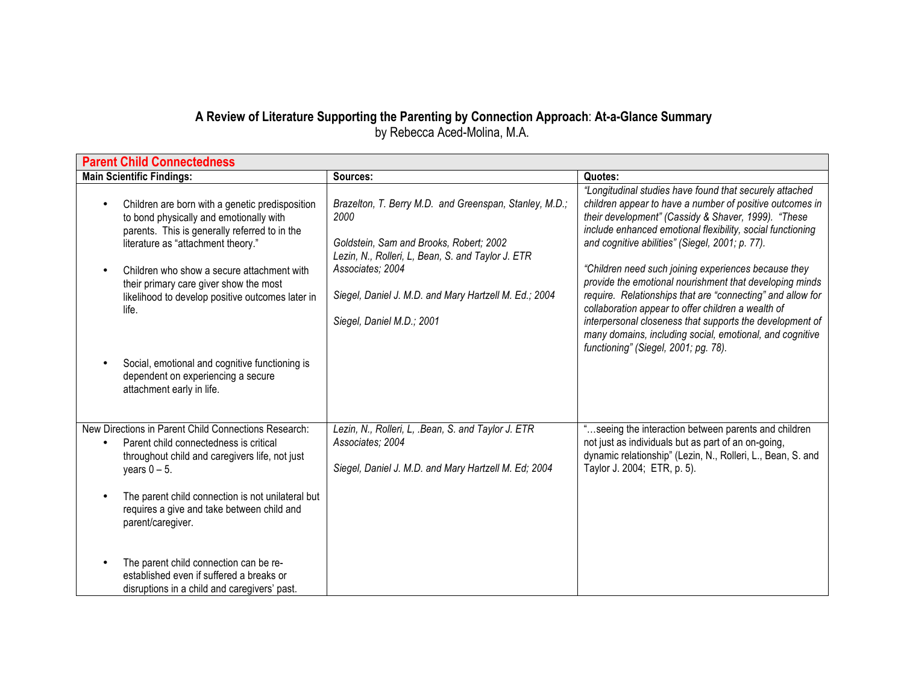# **A Review of Literature Supporting the Parenting by Connection Approach**: **At-a-Glance Summary**

by Rebecca Aced-Molina, M.A.

| **Parent Child Connectedness** | | |
|---|---|---|
| **Main Scientific Findings:** | **Sources:** | **Quotes:** |
| • Children are born with a genetic predisposition to bond physically and emotionally with parents. This is generally referred to in the literature as "attachment theory."<br><br>• Children who show a secure attachment with their primary care giver show the most likelihood to develop positive outcomes later in life.<br><br>• Social, emotional and cognitive functioning is dependent on experiencing a secure attachment early in life. | *Brazelton, T. Berry M.D. and Greenspan, Stanley, M.D.; 2000*<br><br>*Goldstein, Sam and Brooks, Robert; 2002*<br>*Lezin, N., Rolleri, L, Bean, S. and Taylor J. ETR Associates; 2004*<br><br>*Siegel, Daniel J. M.D. and Mary Hartzell M. Ed.; 2004*<br><br>*Siegel, Daniel M.D.; 2001* | *"Longitudinal studies have found that securely attached children appear to have a number of positive outcomes in their development" (Cassidy & Shaver, 1999). "These include enhanced emotional flexibility, social functioning and cognitive abilities" (Siegel, 2001; p. 77).*<br><br>*"Children need such joining experiences because they provide the emotional nourishment that developing minds require. Relationships that are "connecting" and allow for collaboration appear to offer children a wealth of interpersonal closeness that supports the development of many domains, including social, emotional, and cognitive functioning" (Siegel, 2001; pg. 78).* |
| New Directions in Parent Child Connections Research:<br>• Parent child connectedness is critical throughout child and caregivers life, not just years 0 – 5.<br><br>• The parent child connection is not unilateral but requires a give and take between child and parent/caregiver.<br><br>• The parent child connection can be re-established even if suffered a breaks or disruptions in a child and caregivers' past. | *Lezin, N., Rolleri, L, .Bean, S. and Taylor J. ETR Associates; 2004*<br><br>*Siegel, Daniel J. M.D. and Mary Hartzell M. Ed; 2004* | "…seeing the interaction between parents and children not just as individuals but as part of an on-going, dynamic relationship" (Lezin, N., Rolleri, L., Bean, S. and Taylor J. 2004; ETR, p. 5). |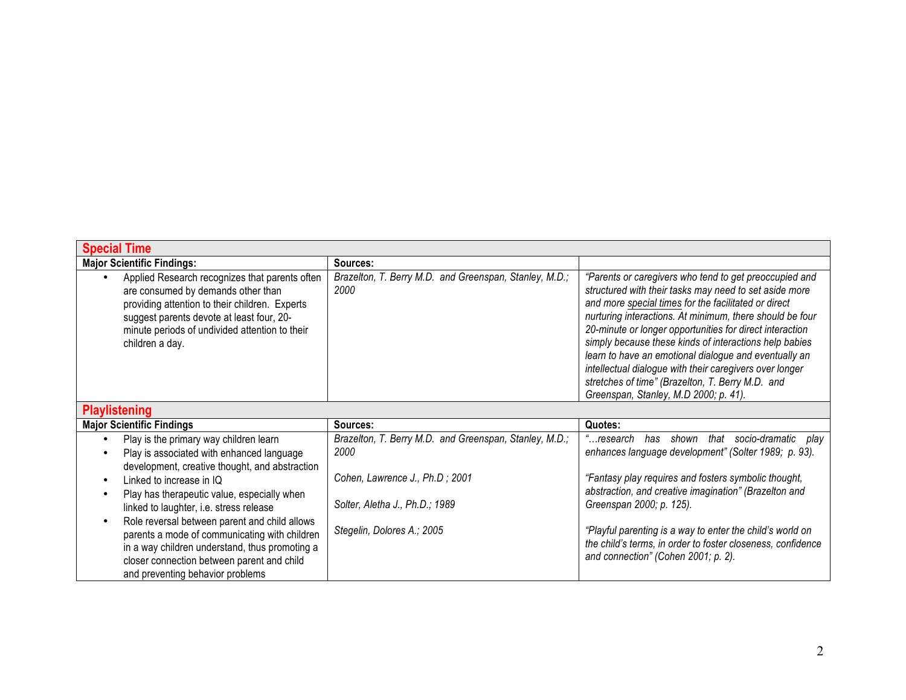| **Special Time** | | |
|---|---|---|
| **Major Scientific Findings:** | **Sources:** | |
| • Applied Research recognizes that parents often are consumed by demands other than providing attention to their children. Experts suggest parents devote at least four, 20-minute periods of undivided attention to their children a day. | *Brazelton, T. Berry M.D. and Greenspan, Stanley, M.D.; 2000* | *"Parents or caregivers who tend to get preoccupied and structured with their tasks may need to set aside more and more special times for the facilitated or direct nurturing interactions. At minimum, there should be four 20-minute or longer opportunities for direct interaction simply because these kinds of interactions help babies learn to have an emotional dialogue and eventually an intellectual dialogue with their caregivers over longer stretches of time" (Brazelton, T. Berry M.D. and Greenspan, Stanley, M.D 2000; p. 41).* |
| **Playlistening** | | |
| **Major Scientific Findings** | **Sources:** | **Quotes:** |
| • Play is the primary way children learn<br>• Play is associated with enhanced language development, creative thought, and abstraction<br>• Linked to increase in IQ<br>• Play has therapeutic value, especially when linked to laughter, i.e. stress release<br>• Role reversal between parent and child allows parents a mode of communicating with children in a way children understand, thus promoting a closer connection between parent and child and preventing behavior problems | *Brazelton, T. Berry M.D. and Greenspan, Stanley, M.D.; 2000*<br><br>*Cohen, Lawrence J., Ph.D ; 2001*<br><br>*Solter, Aletha J., Ph.D.; 1989*<br><br>*Stegelin, Dolores A.; 2005* | *"…research has shown that socio-dramatic play enhances language development" (Solter 1989; p. 93).*<br><br>*"Fantasy play requires and fosters symbolic thought, abstraction, and creative imagination" (Brazelton and Greenspan 2000; p. 125).*<br><br>*"Playful parenting is a way to enter the child's world on the child's terms, in order to foster closeness, confidence and connection" (Cohen 2001; p. 2).* |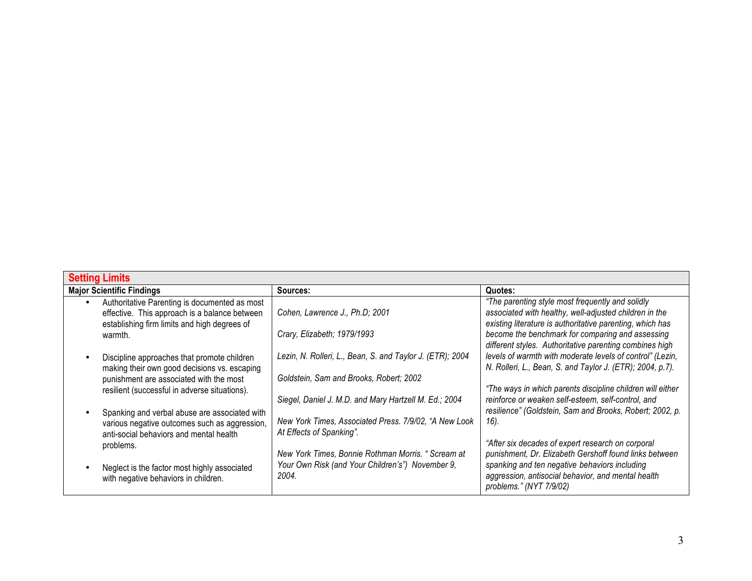## Setting Limits

| Major Scientific Findings | Sources: | Quotes: |
|---|---|---|
| • Authoritative Parenting is documented as most effective. This approach is a balance between establishing firm limits and high degrees of warmth.<br><br>• Discipline approaches that promote children making their own good decisions vs. escaping punishment are associated with the most resilient (successful in adverse situations).<br><br>• Spanking and verbal abuse are associated with various negative outcomes such as aggression, anti-social behaviors and mental health problems.<br><br>• Neglect is the factor most highly associated with negative behaviors in children. | *Cohen, Lawrence J., Ph.D; 2001*<br><br>*Crary, Elizabeth; 1979/1993*<br><br>*Lezin, N. Rolleri, L., Bean, S. and Taylor J. (ETR); 2004*<br><br>*Goldstein, Sam and Brooks, Robert; 2002*<br><br>*Siegel, Daniel J. M.D. and Mary Hartzell M. Ed.; 2004*<br><br>*New York Times, Associated Press. 7/9/02, "A New Look At Effects of Spanking".*<br><br>*New York Times, Bonnie Rothman Morris. " Scream at Your Own Risk (and Your Children's") November 9, 2004.* | *"The parenting style most frequently and solidly associated with healthy, well-adjusted children in the existing literature is authoritative parenting, which has become the benchmark for comparing and assessing different styles. Authoritative parenting combines high levels of warmth with moderate levels of control" (Lezin, N. Rolleri, L., Bean, S. and Taylor J. (ETR); 2004, p.7).*<br><br>*"The ways in which parents discipline children will either reinforce or weaken self-esteem, self-control, and resilience" (Goldstein, Sam and Brooks, Robert; 2002, p. 16).*<br><br>*"After six decades of expert research on corporal punishment, Dr. Elizabeth Gershoff found links between spanking and ten negative behaviors including aggression, antisocial behavior, and mental health problems." (NYT 7/9/02)* |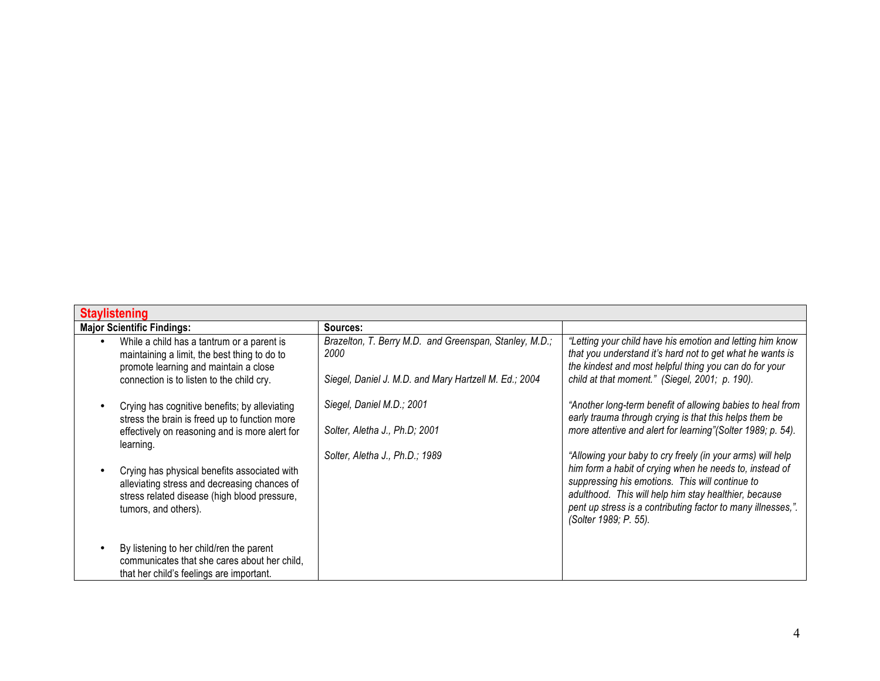| Staylistening | | |
|---|---|---|
| **Major Scientific Findings:** | **Sources:** | |
| • While a child has a tantrum or a parent is maintaining a limit, the best thing to do to promote learning and maintain a close connection is to listen to the child cry.<br><br>• Crying has cognitive benefits; by alleviating stress the brain is freed up to function more effectively on reasoning and is more alert for learning.<br><br>• Crying has physical benefits associated with alleviating stress and decreasing chances of stress related disease (high blood pressure, tumors, and others).<br><br>• By listening to her child/ren the parent communicates that she cares about her child, that her child's feelings are important. | *Brazelton, T. Berry M.D. and Greenspan, Stanley, M.D.; 2000*<br><br>*Siegel, Daniel J. M.D. and Mary Hartzell M. Ed.; 2004*<br><br>*Siegel, Daniel M.D.; 2001*<br><br>*Solter, Aletha J., Ph.D; 2001*<br><br>*Solter, Aletha J., Ph.D.; 1989* | *"Letting your child have his emotion and letting him know that you understand it's hard not to get what he wants is the kindest and most helpful thing you can do for your child at that moment." (Siegel, 2001; p. 190).*<br><br>*"Another long-term benefit of allowing babies to heal from early trauma through crying is that this helps them be more attentive and alert for learning"(Solter 1989; p. 54).*<br><br>*"Allowing your baby to cry freely (in your arms) will help him form a habit of crying when he needs to, instead of suppressing his emotions. This will continue to adulthood. This will help him stay healthier, because pent up stress is a contributing factor to many illnesses,". (Solter 1989; P. 55).* |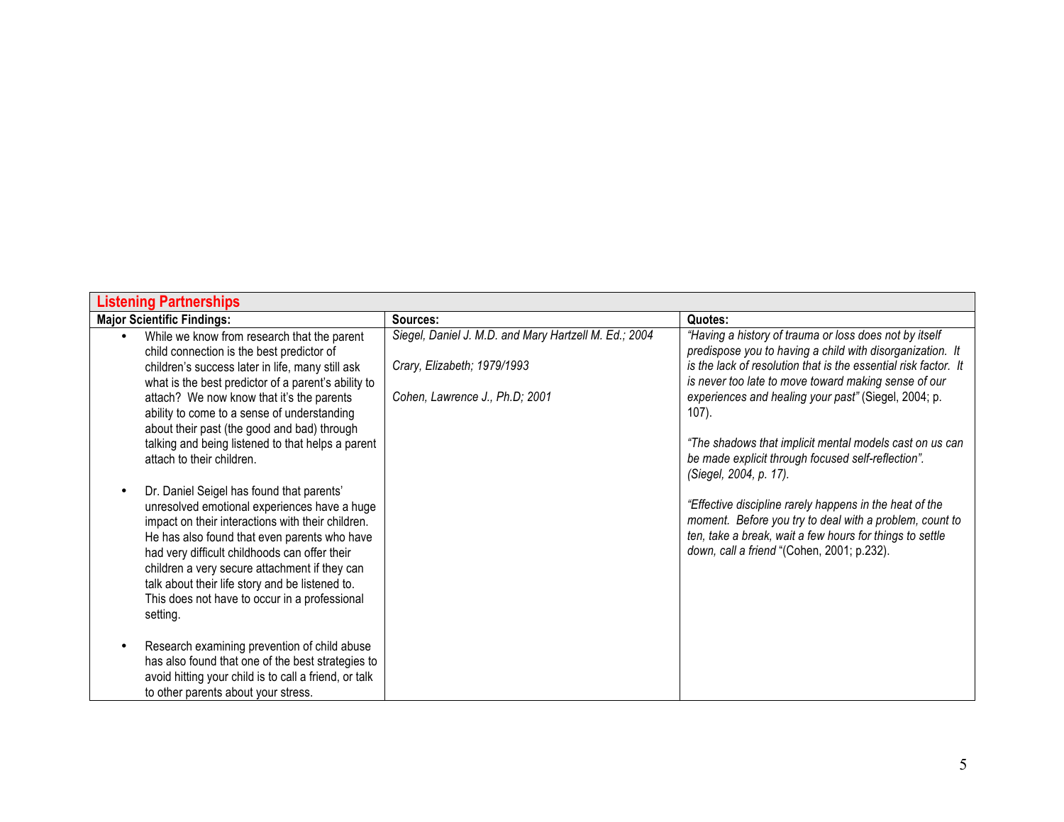| Listening Partnerships | | |
|---|---|---|
| **Major Scientific Findings:** | **Sources:** | **Quotes:** |
| • While we know from research that the parent child connection is the best predictor of children's success later in life, many still ask what is the best predictor of a parent's ability to attach? We now know that it's the parents ability to come to a sense of understanding about their past (the good and bad) through talking and being listened to that helps a parent attach to their children.<br><br>• Dr. Daniel Seigel has found that parents' unresolved emotional experiences have a huge impact on their interactions with their children. He has also found that even parents who have had very difficult childhoods can offer their children a very secure attachment if they can talk about their life story and be listened to. This does not have to occur in a professional setting.<br><br>• Research examining prevention of child abuse has also found that one of the best strategies to avoid hitting your child is to call a friend, or talk to other parents about your stress. | *Siegel, Daniel J. M.D. and Mary Hartzell M. Ed.; 2004*<br><br>*Crary, Elizabeth; 1979/1993*<br><br>*Cohen, Lawrence J., Ph.D; 2001* | *"Having a history of trauma or loss does not by itself predispose you to having a child with disorganization. It is the lack of resolution that is the essential risk factor. It is never too late to move toward making sense of our experiences and healing your past"* (Siegel, 2004; p. 107).<br><br>*"The shadows that implicit mental models cast on us can be made explicit through focused self-reflection". (Siegel, 2004, p. 17).*<br><br>*"Effective discipline rarely happens in the heat of the moment. Before you try to deal with a problem, count to ten, take a break, wait a few hours for things to settle down, call a friend* "(Cohen, 2001; p.232). |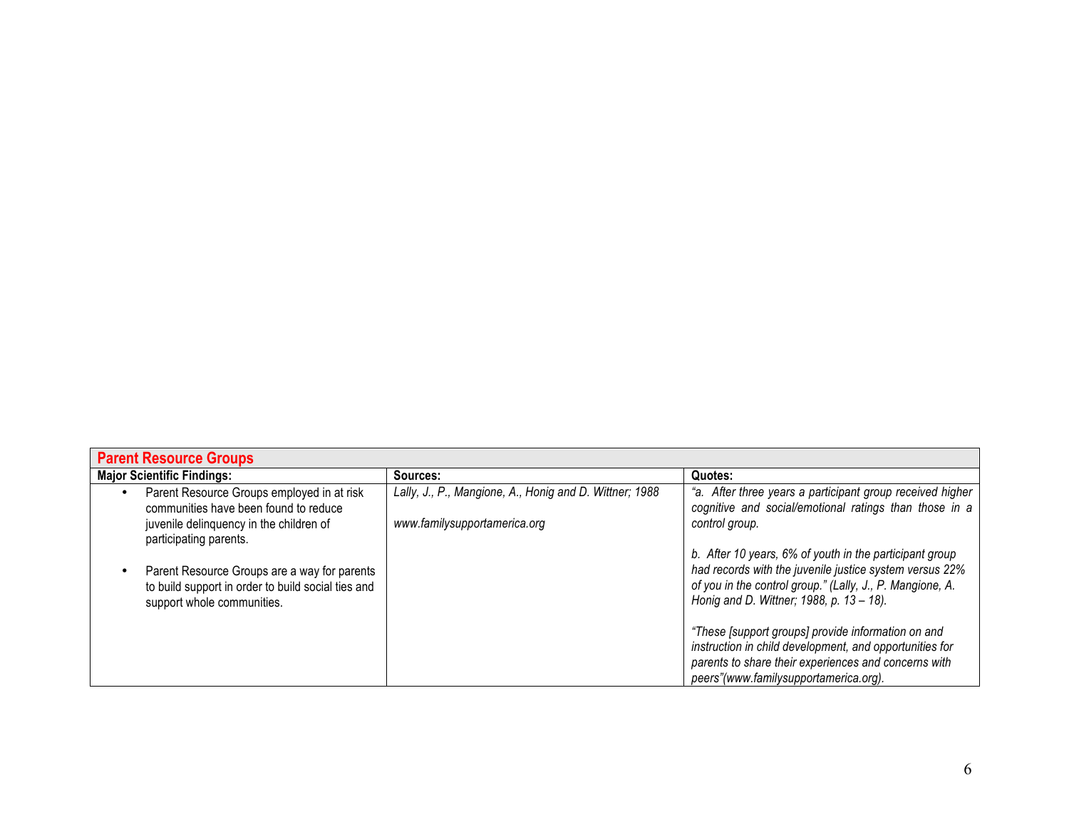| Parent Resource Groups | | |
|---|---|---|
| **Major Scientific Findings:** | **Sources:** | **Quotes:** |
| • Parent Resource Groups employed in at risk communities have been found to reduce juvenile delinquency in the children of participating parents.<br><br>• Parent Resource Groups are a way for parents to build support in order to build social ties and support whole communities. | *Lally, J., P., Mangione, A., Honig and D. Wittner; 1988*<br><br>*www.familysupportamerica.org* | *"a. After three years a participant group received higher cognitive and social/emotional ratings than those in a control group.*<br><br>*b. After 10 years, 6% of youth in the participant group had records with the juvenile justice system versus 22% of you in the control group." (Lally, J., P. Mangione, A. Honig and D. Wittner; 1988, p. 13 – 18).*<br><br>*"These [support groups] provide information on and instruction in child development, and opportunities for parents to share their experiences and concerns with peers"(www.familysupportamerica.org).* |